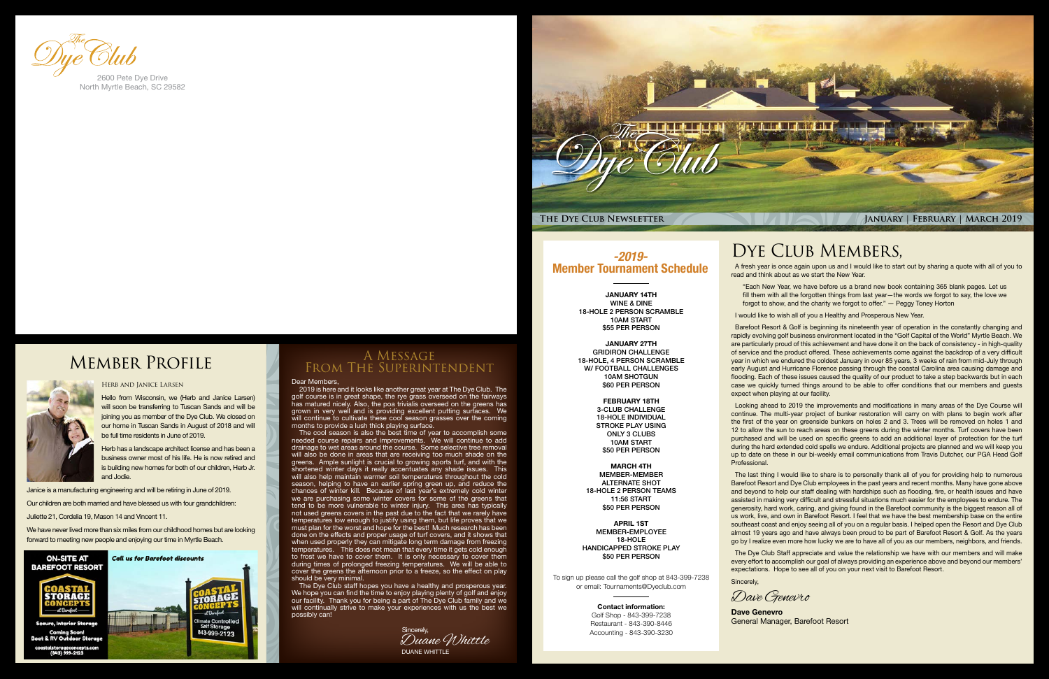The Dye Club

2600 Pete Dye Drive
North Myrtle Beach, SC 29582

# Member Profile

### Herb and Janice Larsen

Hello from Wisconsin, we (Herb and Janice Larsen) will soon be transferring to Tuscan Sands and will be joining you as member of the Dye Club. We closed on our home in Tuscan Sands in August of 2018 and will be full time residents in June of 2019.

Herb has a landscape architect license and has been a business owner most of his life. He is now retired and is building new homes for both of our children, Herb Jr. and Jodie.

Janice is a manufacturing engineering and will be retiring in June of 2019.

Our children are both married and have blessed us with four grandchildren:

Juliette 21, Cordelia 19, Mason 14 and Vincent 11.

We have never lived more than six miles from our childhood homes but are looking forward to meeting new people and enjoying our time in Myrtle Beach.

**ON-SITE AT BAREFOOT RESORT**

*Call us for Barefoot discounts*

COASTAL STORAGE CONCEPTS at Barefoot

Secure, Interior Storage

Coming Soon! Boat & RV Outdoor Storage

coastalstorageconcepts.com (843) 999-2123

Climate Controlled Self Storage 843-999-2123

# A Message From The Superintendent

Dear Members,

2019 is here and it looks like another great year at The Dye Club. The golf course is in great shape, the rye grass overseed on the fairways has matured nicely. Also, the poa trivialis overseed on the greens has grown in very well and is providing excellent putting surfaces. We will continue to cultivate these cool season grasses over the coming months to provide a lush thick playing surface.

The cool season is also the best time of year to accomplish some needed course repairs and improvements. We will continue to add drainage to wet areas around the course. Some selective tree removal will also be done in areas that are receiving too much shade on the greens. Ample sunlight is crucial to growing sports turf, and with the shortened winter days it really accentuates any shade issues. This will also help maintain warmer soil temperatures throughout the cold season, helping to have an earlier spring green up, and reduce the chances of winter kill. Because of last year's extremely cold winter we are purchasing some winter covers for some of the greens that tend to be more vulnerable to winter injury. This area has typically not used greens covers in the past due to the fact that we rarely have temperatures low enough to justify using them, but life proves that we must plan for the worst and hope for the best! Much research has been done on the effects and proper usage of turf covers, and it shows that when used properly they can mitigate long term damage from freezing temperatures. This does not mean that every time it gets cold enough to frost we have to cover them. It is only necessary to cover them during times of prolonged freezing temperatures. We will be able to cover the greens the afternoon prior to a freeze, so the effect on play should be very minimal.

The Dye Club staff hopes you have a healthy and prosperous year. We hope you can find the time to enjoy playing plenty of golf and enjoy our facility. Thank you for being a part of The Dye Club family and we will continually strive to make your experiences with us the best we possibly can!

Sincerely,

*Duane Whittle*

DUANE WHITTLE

The Dye Club

**The Dye Club Newsletter** — **January | February | March 2019**

## -2019- Member Tournament Schedule

**JANUARY 14TH**
WINE & DINE
18-HOLE 2 PERSON SCRAMBLE
10AM START
$55 PER PERSON

**JANUARY 27TH**
GRIDIRON CHALLENGE
18-HOLE, 4 PERSON SCRAMBLE
W/ FOOTBALL CHALLENGES
10AM SHOTGUN
$60 PER PERSON

**FEBRUARY 18TH**
3-CLUB CHALLENGE
18-HOLE INDIVIDUAL
STROKE PLAY USING
ONLY 3 CLUBS
10AM START
$50 PER PERSON

**MARCH 4TH**
MEMBER-MEMBER
ALTERNATE SHOT
18-HOLE 2 PERSON TEAMS
11:56 START
$50 PER PERSON

**APRIL 1ST**
MEMBER-EMPLOYEE
18-HOLE
HANDICAPPED STROKE PLAY
$50 PER PERSON

To sign up please call the golf shop at 843-399-7238 or email: Tournaments@Dyeclub.com

**Contact information:**
Golf Shop - 843-399-7238
Restaurant - 843-390-8446
Accounting - 843-390-3230

# Dye Club Members,

A fresh year is once again upon us and I would like to start out by sharing a quote with all of you to read and think about as we start the New Year.

"Each New Year, we have before us a brand new book containing 365 blank pages. Let us fill them with all the forgotten things from last year—the words we forgot to say, the love we forgot to show, and the charity we forgot to offer." — Peggy Toney Horton

I would like to wish all of you a Healthy and Prosperous New Year.

Barefoot Resort & Golf is beginning its nineteenth year of operation in the constantly changing and rapidly evolving golf business environment located in the "Golf Capital of the World" Myrtle Beach. We are particularly proud of this achievement and have done it on the back of consistency - in high-quality of service and the product offered. These achievements come against the backdrop of a very difficult year in which we endured the coldest January in over 85 years, 3 weeks of rain from mid-July through early August and Hurricane Florence passing through the coastal Carolina area causing damage and flooding. Each of these issues caused the quality of our product to take a step backwards but in each case we quickly turned things around to be able to offer conditions that our members and guests expect when playing at our facility.

Looking ahead to 2019 the improvements and modifications in many areas of the Dye Course will continue. The multi-year project of bunker restoration will carry on with plans to begin work after the first of the year on greenside bunkers on holes 2 and 3. Trees will be removed on holes 1 and 12 to allow the sun to reach areas on these greens during the winter months. Turf covers have been purchased and will be used on specific greens to add an additional layer of protection for the turf during the hard extended cold spells we endure. Additional projects are planned and we will keep you up to date on these in our bi-weekly email communications from Travis Dutcher, our PGA Head Golf Professional.

The last thing I would like to share is to personally thank all of you for providing help to numerous Barefoot Resort and Dye Club employees in the past years and recent months. Many have gone above and beyond to help our staff dealing with hardships such as flooding, fire, or health issues and have assisted in making very difficult and stressful situations much easier for the employees to endure. The generosity, hard work, caring, and giving found in the Barefoot community is the biggest reason all of us work, live, and own in Barefoot Resort. I feel that we have the best membership base on the entire southeast coast and enjoy seeing all of you on a regular basis. I helped open the Resort and Dye Club almost 19 years ago and have always been proud to be part of Barefoot Resort & Golf. As the years go by I realize even more how lucky we are to have all of you as our members, neighbors, and friends.

The Dye Club Staff appreciate and value the relationship we have with our members and will make every effort to accomplish our goal of always providing an experience above and beyond our members' expectations. Hope to see all of you on your next visit to Barefoot Resort.

Sincerely,

*Dave Genevro*

**Dave Genevro**
General Manager, Barefoot Resort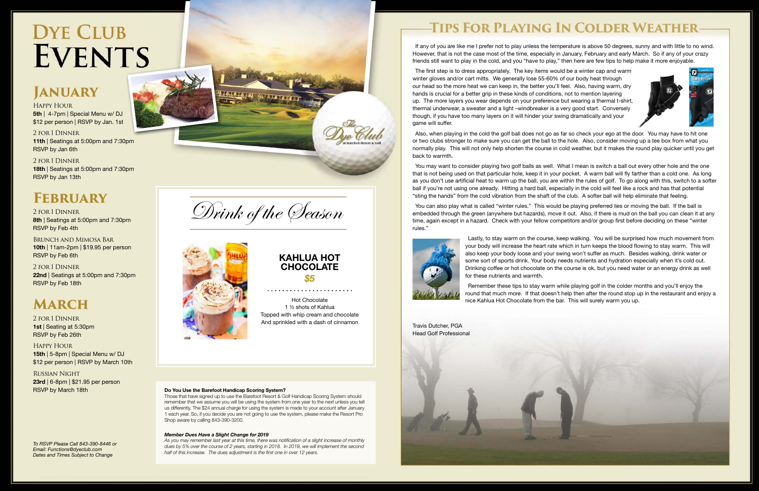# Dye Club Events

## January

**Happy Hour**
**5th** | 4-7pm | Special Menu w/ DJ
$12 per person | RSVP by Jan. 1st

**2 for 1 Dinner**
**11th** | Seatings at 5:00pm and 7:30pm
RSVP by Jan 6th

**2 for 1 Dinner**
**18th** | Seatings at 5:00pm and 7:30pm
RSVP by Jan 13th

## February

**2 for 1 Dinner**
**8th** | Seatings at 5:00pm and 7:30pm
RSVP by Feb 4th

**Brunch and Mimosa Bar**
**10th** | 11am-2pm | $19.95 per person
RSVP by Feb 6th

**2 for 1 Dinner**
**22nd** | Seatings at 5:00pm and 7:30pm
RSVP by Feb 18th

## March

**2 for 1 Dinner**
**1st** | Seating at 5:30pm
RSVP by Feb 26th

**Happy Hour**
**15th** | 5-8pm | Special Menu w/ DJ
$12 per person | RSVP by March 10th

**Russian Night**
**23rd** | 6-8pm | $21.95 per person
RSVP by March 18th

*To RSVP Please Call 843-390-8446 or*
*Email: Functions@dyeclub.com*
*Dates and Times Subject to Change*

## Drink of the Season

### KAHLUA HOT CHOCOLATE

*$5*

Hot Chocolate
1 ½ shots of Kahlua
Topped with whip cream and chocolate
And sprinkled with a dash of cinnamon

**Do You Use the Barefoot Handicap Scoring System?**
Those that have signed up to use the Barefoot Resort & Golf Handicap Scoring System should remember that we assume you will be using the system from one year to the next unless you tell us differently. The $24 annual charge for using the system is made to your account after January 1 each year. So, if you decide you are not going to use the system, please make the Resort Pro Shop aware by calling 843-390-3200.

***Member Dues Have a Slight Change for 2019***
*As you may remember last year at this time, there was notification of a slight increase of monthly dues by 5% over the course of 2 years, starting in 2018. In 2019, we will implement the second half of this increase. The dues adjustment is the first one in over 12 years.*

# Tips For Playing In Colder Weather

If any of you are like me I prefer not to play unless the temperature is above 50 degrees, sunny and with little to no wind. However, that is not the case most of the time, especially in January, February and early March. So if any of your crazy friends still want to play in the cold, and you "have to play," then here are few tips to help make it more enjoyable.

The first step is to dress appropriately. The key items would be a winter cap and warm winter gloves and/or cart mitts. We generally lose 55-60% of our body heat through our head so the more heat we can keep in, the better you'll feel. Also, having warm, dry hands is crucial for a better grip in these kinds of conditions, not to mention layering up. The more layers you wear depends on your preference but wearing a thermal t-shirt, thermal underwear, a sweater and a light –windbreaker is a very good start. Conversely though, if you have too many layers on it will hinder your swing dramatically and your game will suffer.

Also, when playing in the cold the golf ball does not go as far so check your ego at the door. You may have to hit one or two clubs stronger to make sure you can get the ball to the hole. Also, consider moving up a tee box from what you normally play. This will not only help shorten the course in cold weather, but it makes the round play quicker until you get back to warmth.

You may want to consider playing two golf balls as well. What I mean is switch a ball out every other hole and the one that is not being used on that particular hole, keep it in your pocket. A warm ball will fly farther than a cold one. As long as you don't use artificial heat to warm up the ball, you are within the rules of golf. To go along with this, switch to a softer ball if you're not using one already. Hitting a hard ball, especially in the cold will feel like a rock and has that potential "sting the hands" from the cold vibration from the shaft of the club. A softer ball will help eliminate that feeling.

You can also play what is called "winter rules." This would be playing preferred lies or moving the ball. If the ball is embedded through the green (anywhere but hazards), move it out. Also, if there is mud on the ball you can clean it at any time, again except in a hazard. Check with your fellow competitors and/or group first before deciding on these "winter rules."

Lastly, to stay warm on the course, keep walking. You will be surprised how much movement from your body will increase the heart rate which in turn keeps the blood flowing to stay warm. This will also keep your body loose and your swing won't suffer as much. Besides walking, drink water or some sort of sports drink. Your body needs nutrients and hydration especially when it's cold out. Drinking coffee or hot chocolate on the course is ok, but you need water or an energy drink as well for these nutrients and warmth.

Remember these tips to stay warm while playing golf in the colder months and you'll enjoy the round that much more. If that doesn't help then after the round stop up in the restaurant and enjoy a nice Kahlua Hot Chocolate from the bar. This will surely warm you up.

Travis Dutcher, PGA
Head Golf Professional